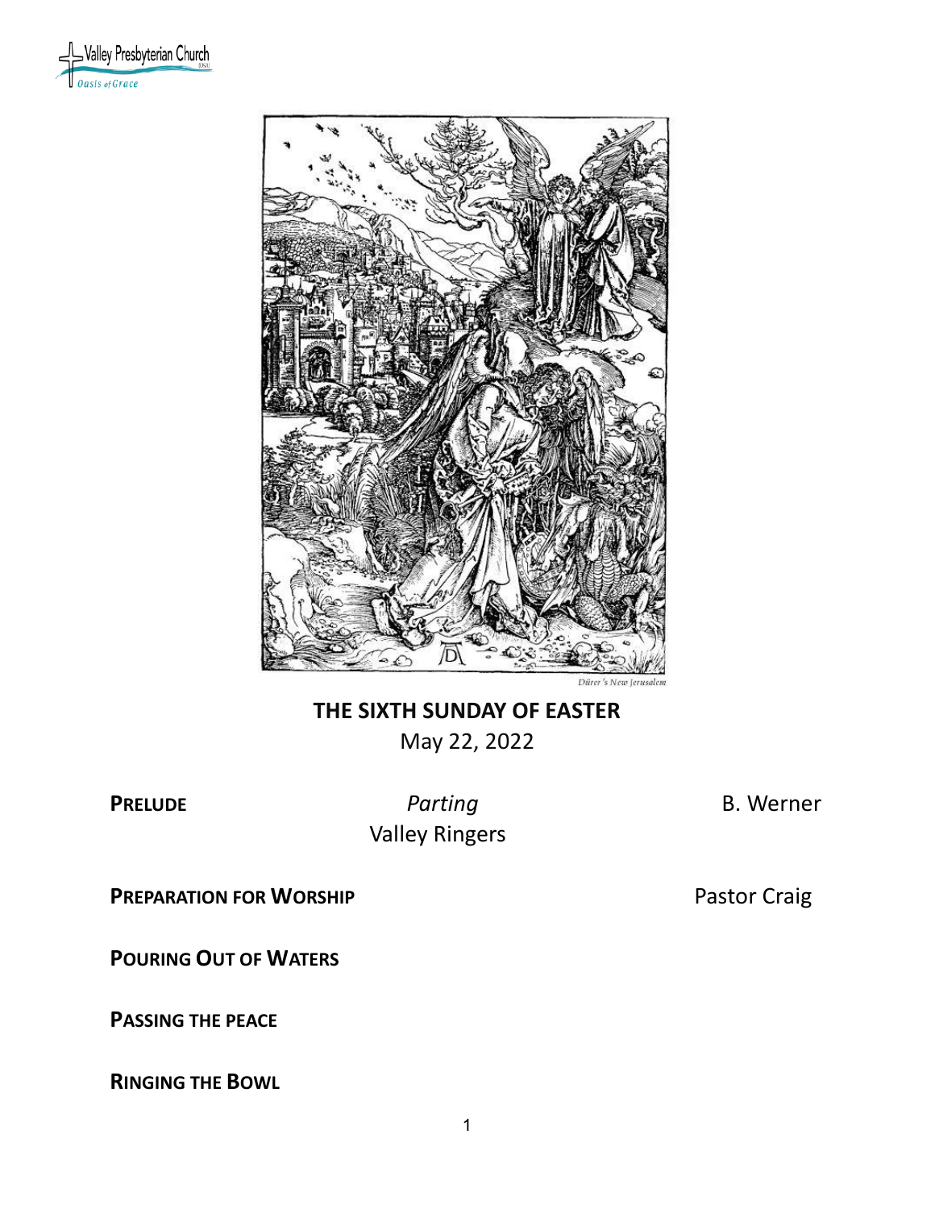Valley Presbyterian Church
Oasis of Grace

Dürer's New Jerusalem

# THE SIXTH SUNDAY OF EASTER

May 22, 2022

**PRELUDE** *Parting* B. Werner
Valley Ringers

**PREPARATION FOR WORSHIP** Pastor Craig

**POURING OUT OF WATERS**

**PASSING THE PEACE**

**RINGING THE BOWL**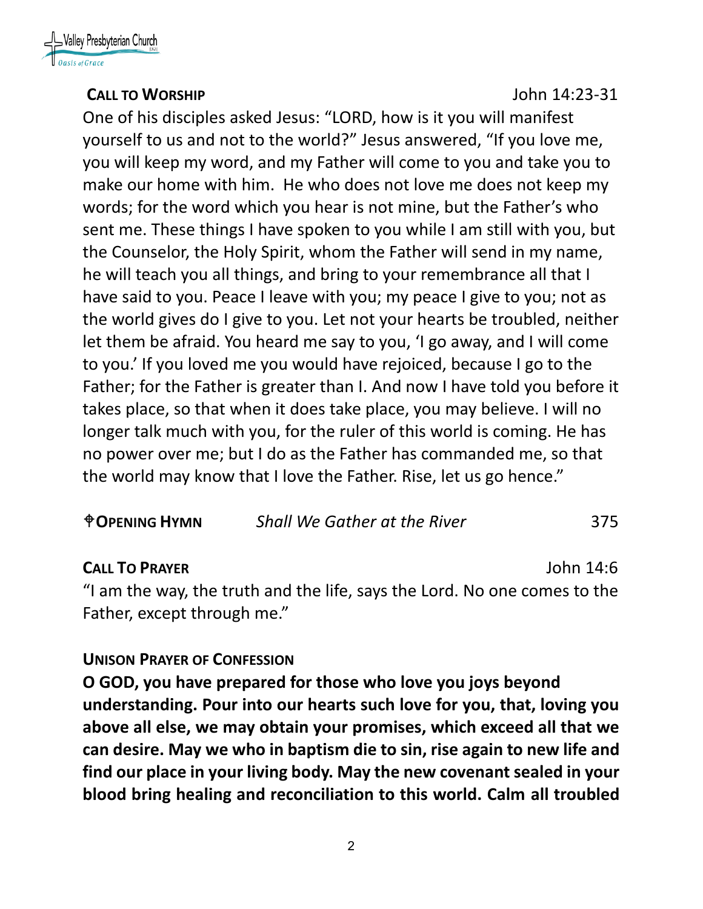**CALL TO WORSHIP** John 14:23-31

One of his disciples asked Jesus: "LORD, how is it you will manifest yourself to us and not to the world?" Jesus answered, "If you love me, you will keep my word, and my Father will come to you and take you to make our home with him. He who does not love me does not keep my words; for the word which you hear is not mine, but the Father's who sent me. These things I have spoken to you while I am still with you, but the Counselor, the Holy Spirit, whom the Father will send in my name, he will teach you all things, and bring to your remembrance all that I have said to you. Peace I leave with you; my peace I give to you; not as the world gives do I give to you. Let not your hearts be troubled, neither let them be afraid. You heard me say to you, 'I go away, and I will come to you.' If you loved me you would have rejoiced, because I go to the Father; for the Father is greater than I. And now I have told you before it takes place, so that when it does take place, you may believe. I will no longer talk much with you, for the ruler of this world is coming. He has no power over me; but I do as the Father has commanded me, so that the world may know that I love the Father. Rise, let us go hence."

**✝OPENING HYMN** *Shall We Gather at the River* 375

**CALL TO PRAYER** John 14:6

"I am the way, the truth and the life, says the Lord. No one comes to the Father, except through me."

**UNISON PRAYER OF CONFESSION**

**O GOD, you have prepared for those who love you joys beyond understanding. Pour into our hearts such love for you, that, loving you above all else, we may obtain your promises, which exceed all that we can desire. May we who in baptism die to sin, rise again to new life and find our place in your living body. May the new covenant sealed in your blood bring healing and reconciliation to this world. Calm all troubled**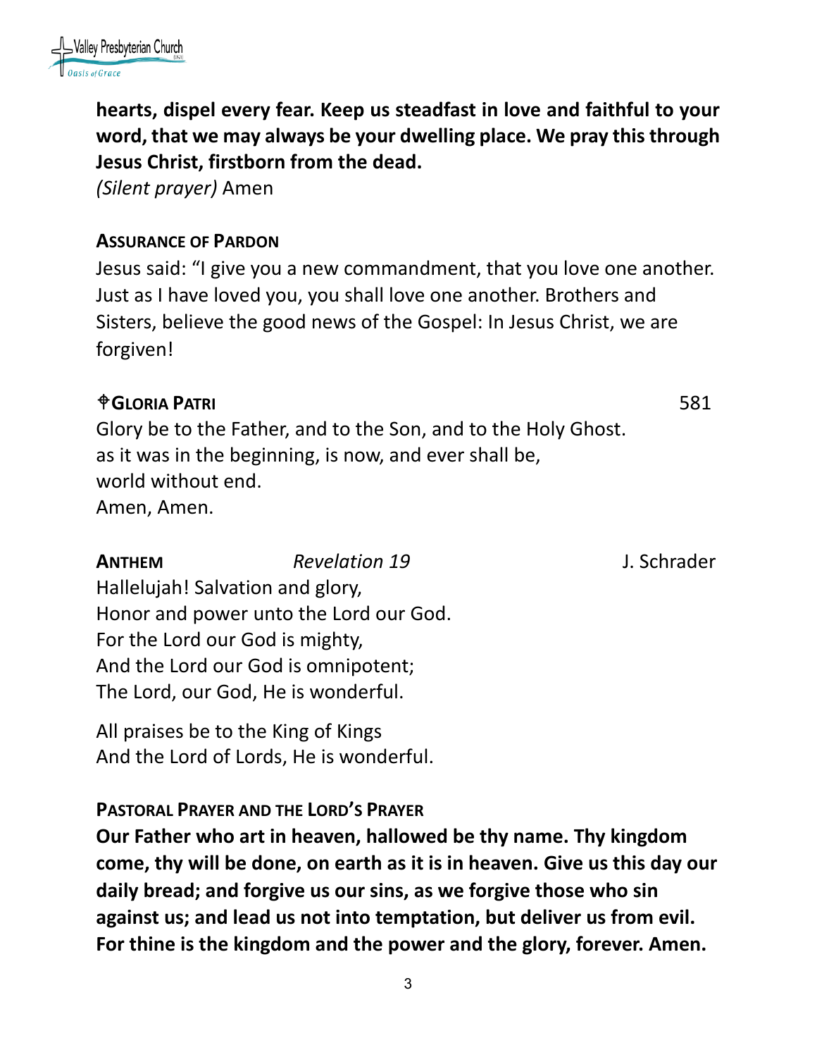**hearts, dispel every fear. Keep us steadfast in love and faithful to your word, that we may always be your dwelling place. We pray this through Jesus Christ, firstborn from the dead.**
*(Silent prayer)* Amen

**ASSURANCE OF PARDON**

Jesus said: "I give you a new commandment, that you love one another. Just as I have loved you, you shall love one another. Brothers and Sisters, believe the good news of the Gospel: In Jesus Christ, we are forgiven!

**✟GLORIA PATRI** 581

Glory be to the Father, and to the Son, and to the Holy Ghost.
as it was in the beginning, is now, and ever shall be,
world without end.
Amen, Amen.

**ANTHEM** *Revelation 19* J. Schrader

Hallelujah! Salvation and glory,
Honor and power unto the Lord our God.
For the Lord our God is mighty,
And the Lord our God is omnipotent;
The Lord, our God, He is wonderful.

All praises be to the King of Kings
And the Lord of Lords, He is wonderful.

**PASTORAL PRAYER AND THE LORD'S PRAYER**

**Our Father who art in heaven, hallowed be thy name. Thy kingdom come, thy will be done, on earth as it is in heaven. Give us this day our daily bread; and forgive us our sins, as we forgive those who sin against us; and lead us not into temptation, but deliver us from evil. For thine is the kingdom and the power and the glory, forever. Amen.**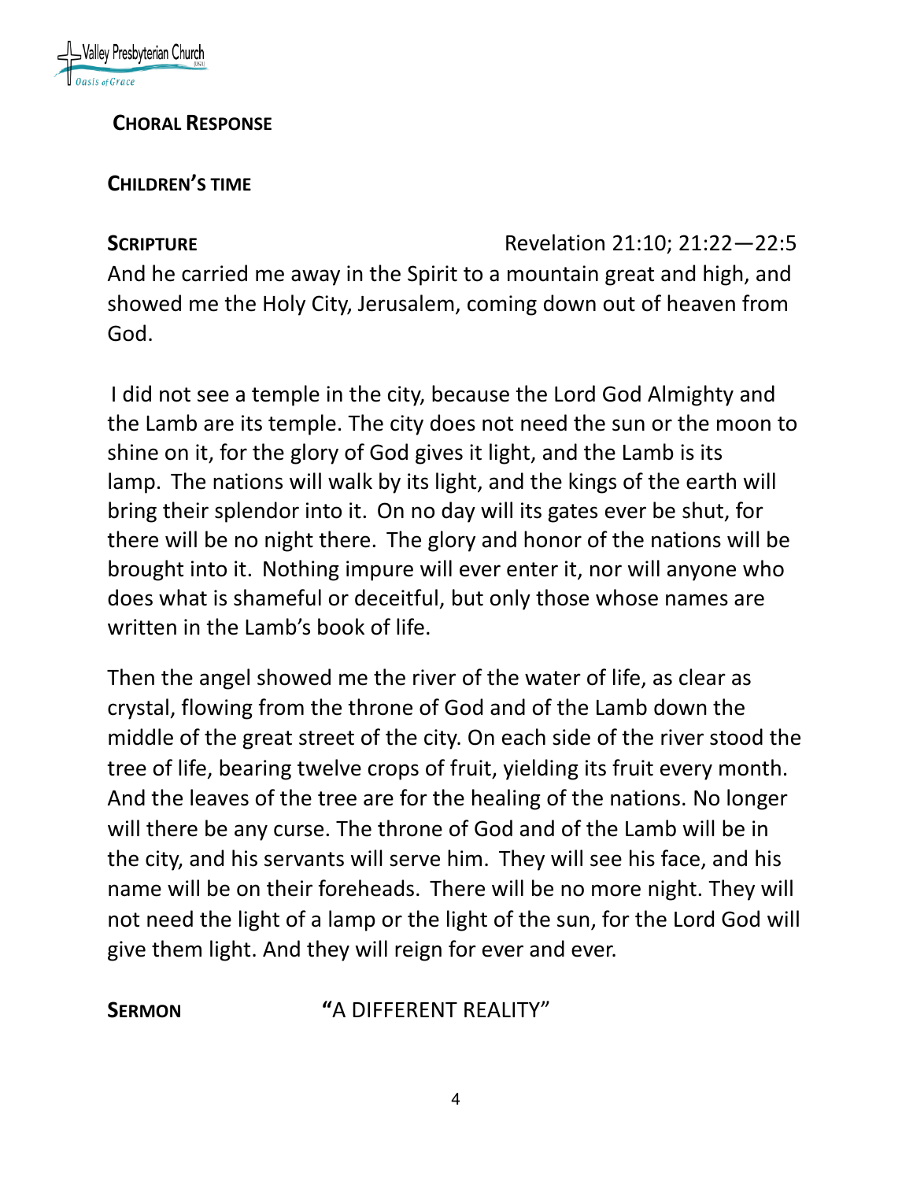**CHORAL RESPONSE**

**CHILDREN'S TIME**

**SCRIPTURE** Revelation 21:10; 21:22—22:5

And he carried me away in the Spirit to a mountain great and high, and showed me the Holy City, Jerusalem, coming down out of heaven from God.

I did not see a temple in the city, because the Lord God Almighty and the Lamb are its temple. The city does not need the sun or the moon to shine on it, for the glory of God gives it light, and the Lamb is its lamp. The nations will walk by its light, and the kings of the earth will bring their splendor into it. On no day will its gates ever be shut, for there will be no night there. The glory and honor of the nations will be brought into it. Nothing impure will ever enter it, nor will anyone who does what is shameful or deceitful, but only those whose names are written in the Lamb's book of life.

Then the angel showed me the river of the water of life, as clear as crystal, flowing from the throne of God and of the Lamb down the middle of the great street of the city. On each side of the river stood the tree of life, bearing twelve crops of fruit, yielding its fruit every month. And the leaves of the tree are for the healing of the nations. No longer will there be any curse. The throne of God and of the Lamb will be in the city, and his servants will serve him. They will see his face, and his name will be on their foreheads. There will be no more night. They will not need the light of a lamp or the light of the sun, for the Lord God will give them light. And they will reign for ever and ever.

**SERMON** **"**A DIFFERENT REALITY"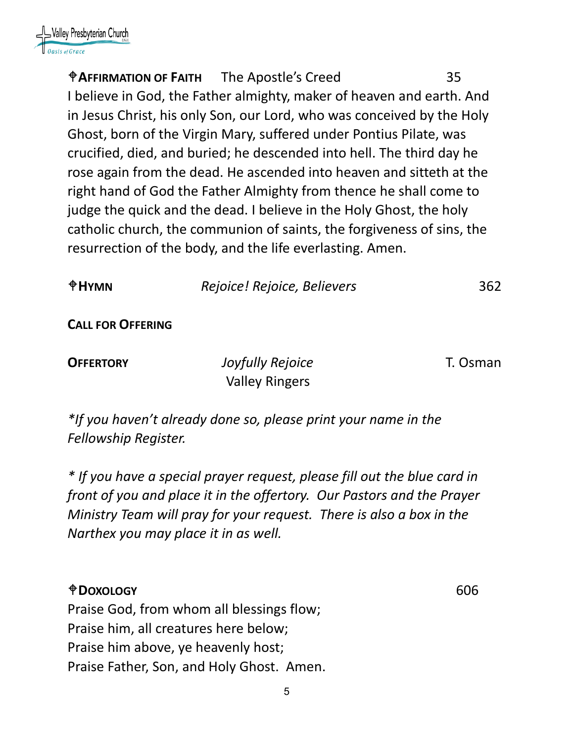**✠AFFIRMATION OF FAITH** The Apostle's Creed 35

I believe in God, the Father almighty, maker of heaven and earth. And in Jesus Christ, his only Son, our Lord, who was conceived by the Holy Ghost, born of the Virgin Mary, suffered under Pontius Pilate, was crucified, died, and buried; he descended into hell. The third day he rose again from the dead. He ascended into heaven and sitteth at the right hand of God the Father Almighty from thence he shall come to judge the quick and the dead. I believe in the Holy Ghost, the holy catholic church, the communion of saints, the forgiveness of sins, the resurrection of the body, and the life everlasting. Amen.

**✠HYMN** *Rejoice! Rejoice, Believers* 362

**CALL FOR OFFERING**

**OFFERTORY** *Joyfully Rejoice* T. Osman
Valley Ringers

*\*If you haven't already done so, please print your name in the Fellowship Register.*

*\* If you have a special prayer request, please fill out the blue card in front of you and place it in the offertory. Our Pastors and the Prayer Ministry Team will pray for your request. There is also a box in the Narthex you may place it in as well.*

**✠DOXOLOGY** 606

Praise God, from whom all blessings flow;
Praise him, all creatures here below;
Praise him above, ye heavenly host;
Praise Father, Son, and Holy Ghost. Amen.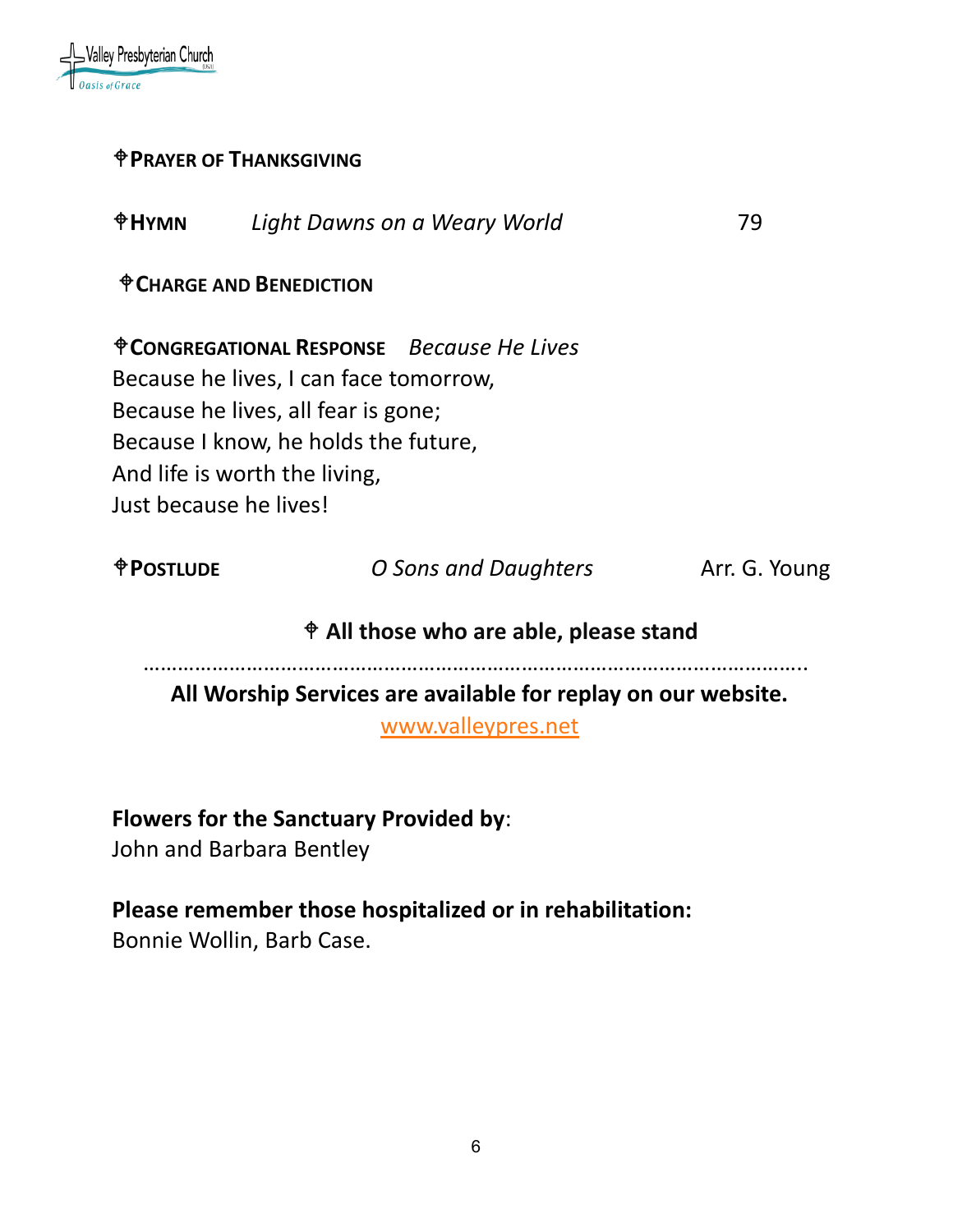⌖**PRAYER OF THANKSGIVING**

⌖**HYMN** *Light Dawns on a Weary World* 79

⌖**CHARGE AND BENEDICTION**

⌖**CONGREGATIONAL RESPONSE** *Because He Lives*

Because he lives, I can face tomorrow,
Because he lives, all fear is gone;
Because I know, he holds the future,
And life is worth the living,
Just because he lives!

⌖**POSTLUDE** *O Sons and Daughters* Arr. G. Young

**⌖ All those who are able, please stand**

……………………………………………………………………………………………………..

**All Worship Services are available for replay on our website.**

[www.valleypres.net](http://www.valleypres.net)

**Flowers for the Sanctuary Provided by**:
John and Barbara Bentley

**Please remember those hospitalized or in rehabilitation:**
Bonnie Wollin, Barb Case.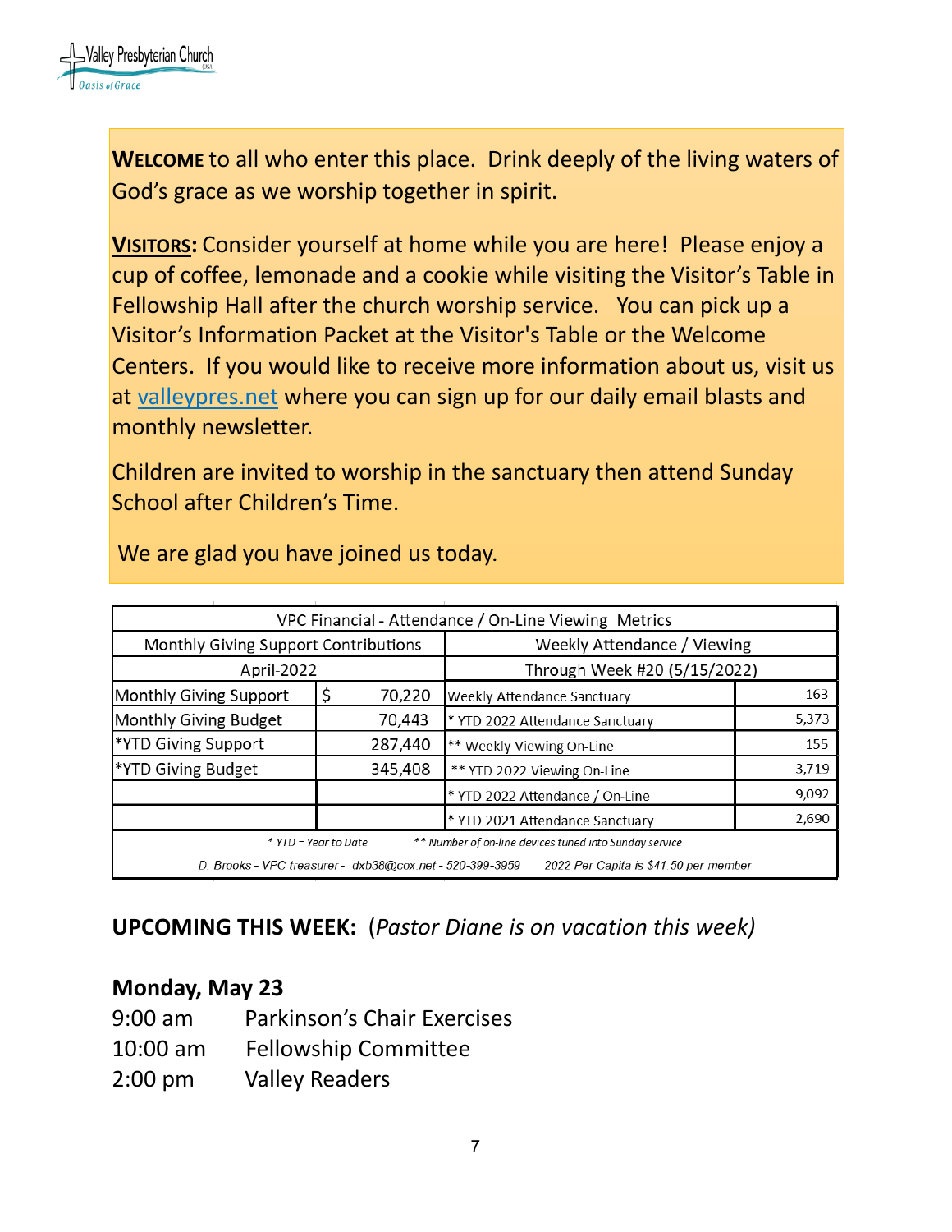**WELCOME** to all who enter this place. Drink deeply of the living waters of God's grace as we worship together in spirit.

**VISITORS:** Consider yourself at home while you are here! Please enjoy a cup of coffee, lemonade and a cookie while visiting the Visitor's Table in Fellowship Hall after the church worship service. You can pick up a Visitor's Information Packet at the Visitor's Table or the Welcome Centers. If you would like to receive more information about us, visit us at valleypres.net where you can sign up for our daily email blasts and monthly newsletter.

Children are invited to worship in the sanctuary then attend Sunday School after Children's Time.

We are glad you have joined us today.

| VPC Financial - Attendance / On-Line Viewing Metrics | | | |
|---|---|---|---|
| Monthly Giving Support Contributions | | Weekly Attendance / Viewing | |
| April-2022 | | Through Week #20 (5/15/2022) | |
| Monthly Giving Support | $ 70,220 | Weekly Attendance Sanctuary | 163 |
| Monthly Giving Budget | 70,443 | * YTD 2022 Attendance Sanctuary | 5,373 |
| *YTD Giving Support | 287,440 | ** Weekly Viewing On-Line | 155 |
| *YTD Giving Budget | 345,408 | ** YTD 2022 Viewing On-Line | 3,719 |
| | | * YTD 2022 Attendance / On-Line | 9,092 |
| | | * YTD 2021 Attendance Sanctuary | 2,690 |
| * YTD = Year to Date ** Number of on-line devices tuned into Sunday service | | | |
| D. Brooks - VPC treasurer - dxb38@cox.net - 520-399-3959 2022 Per Capita is $41.50 per member | | | |

**UPCOMING THIS WEEK:** (*Pastor Diane is on vacation this week*)

### Monday, May 23

9:00 am Parkinson's Chair Exercises
10:00 am Fellowship Committee
2:00 pm Valley Readers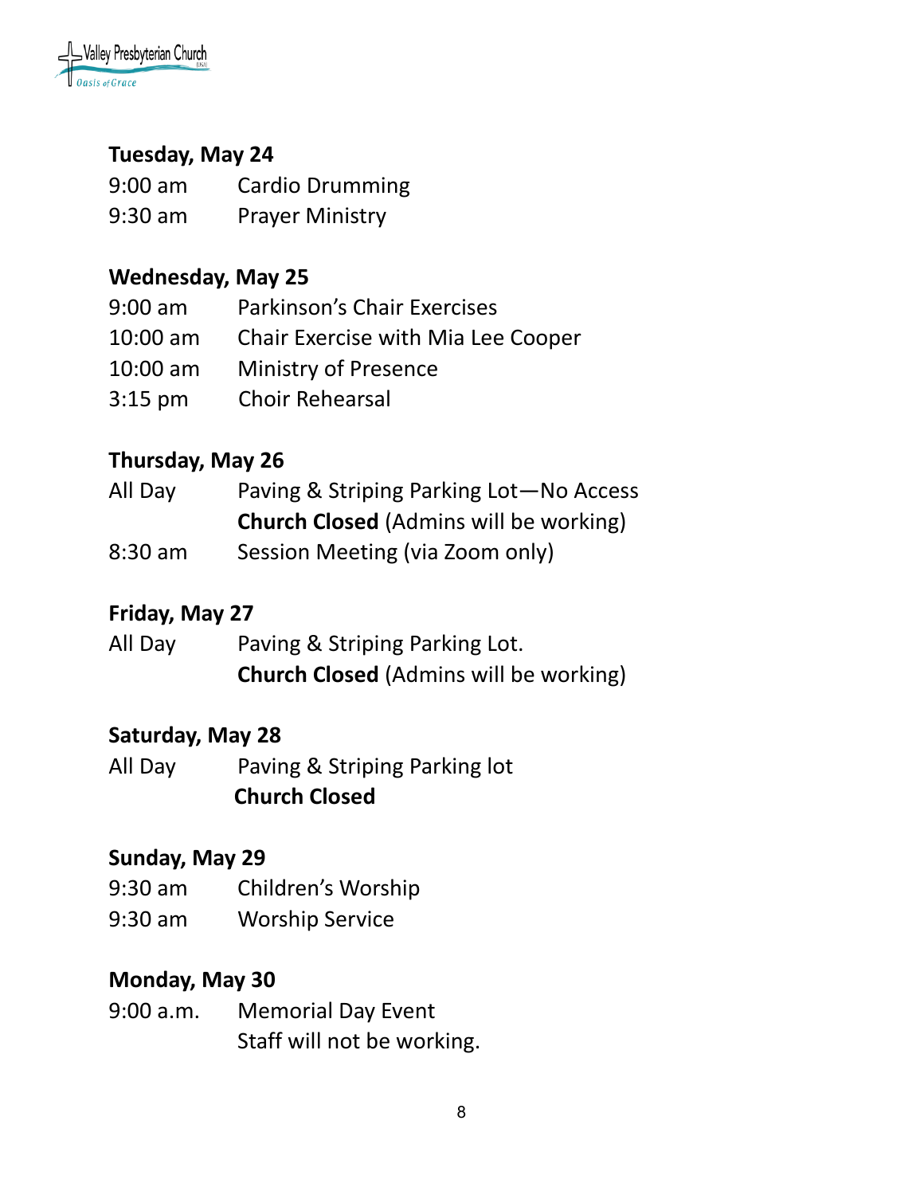**Tuesday, May 24**

9:00 am Cardio Drumming
9:30 am Prayer Ministry

**Wednesday, May 25**

9:00 am Parkinson's Chair Exercises
10:00 am Chair Exercise with Mia Lee Cooper
10:00 am Ministry of Presence
3:15 pm Choir Rehearsal

**Thursday, May 26**

All Day Paving & Striping Parking Lot—No Access
**Church Closed** (Admins will be working)
8:30 am Session Meeting (via Zoom only)

**Friday, May 27**

All Day Paving & Striping Parking Lot.
**Church Closed** (Admins will be working)

**Saturday, May 28**

All Day Paving & Striping Parking lot
**Church Closed**

**Sunday, May 29**

9:30 am Children's Worship
9:30 am Worship Service

**Monday, May 30**

9:00 a.m. Memorial Day Event
Staff will not be working.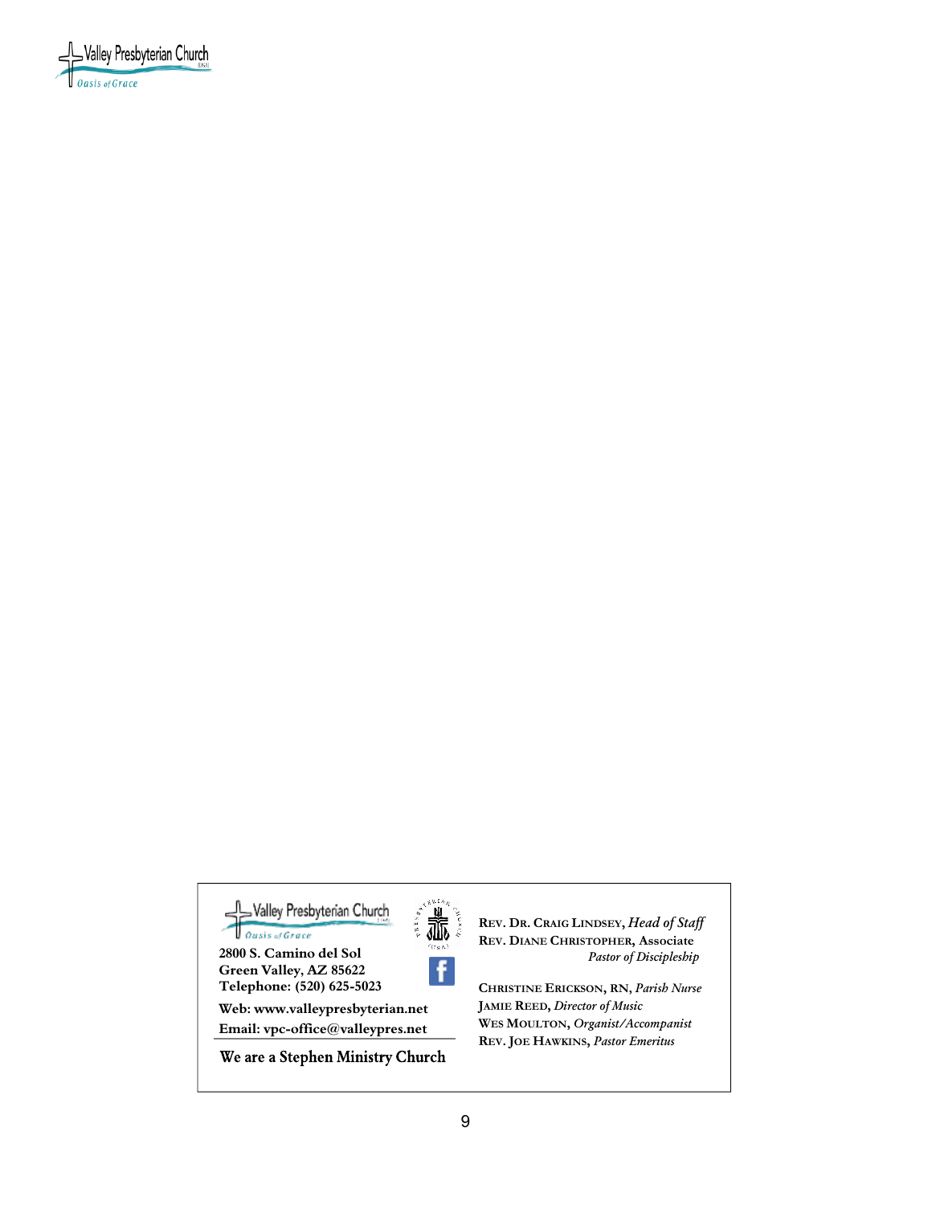Valley Presbyterian Church

*Oasis of Grace*

**2800 S. Camino del Sol**
**Green Valley, AZ 85622**
**Telephone: (520) 625-5023**

**Web: www.valleypresbyterian.net**
**Email: vpc-office@valleypres.net**

**We are a Stephen Ministry Church**

**REV. DR. CRAIG LINDSEY**, *Head of Staff*
**REV. DIANE CHRISTOPHER, Associate** *Pastor of Discipleship*

**CHRISTINE ERICKSON, RN**, *Parish Nurse*
**JAMIE REED**, *Director of Music*
**WES MOULTON**, *Organist/Accompanist*
**REV. JOE HAWKINS**, *Pastor Emeritus*